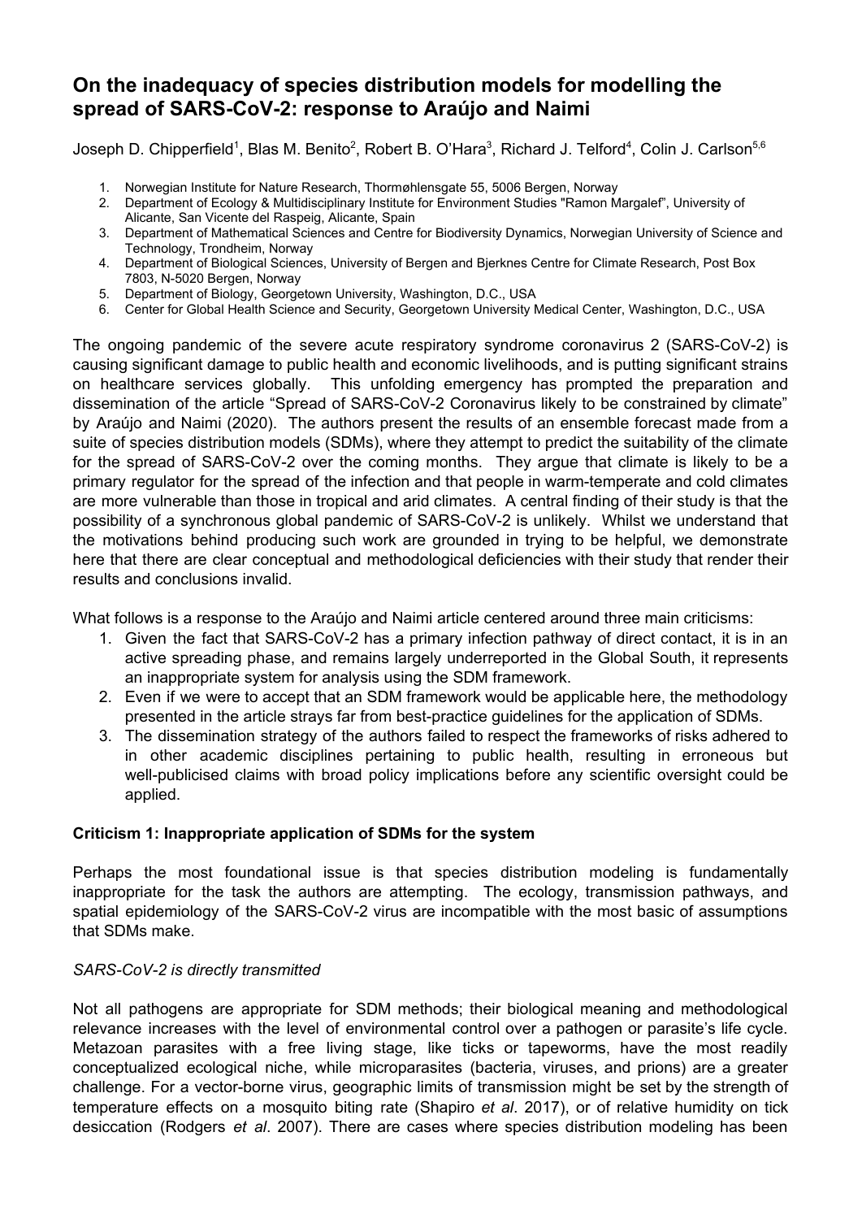# On the inadequacy of species distribution models for modelling the spread of SARS-CoV-2: response to Araújo and Naimi

Joseph D. Chipperfield[1], Blas M. Benito[2], Robert B. O'Hara[3], Richard J. Telford[4], Colin J. Carlson[5,6]

1. Norwegian Institute for Nature Research, Thormøhlensgate 55, 5006 Bergen, Norway
2. Department of Ecology & Multidisciplinary Institute for Environment Studies "Ramon Margalef", University of Alicante, San Vicente del Raspeig, Alicante, Spain
3. Department of Mathematical Sciences and Centre for Biodiversity Dynamics, Norwegian University of Science and Technology, Trondheim, Norway
4. Department of Biological Sciences, University of Bergen and Bjerknes Centre for Climate Research, Post Box 7803, N-5020 Bergen, Norway
5. Department of Biology, Georgetown University, Washington, D.C., USA
6. Center for Global Health Science and Security, Georgetown University Medical Center, Washington, D.C., USA

The ongoing pandemic of the severe acute respiratory syndrome coronavirus 2 (SARS-CoV-2) is causing significant damage to public health and economic livelihoods, and is putting significant strains on healthcare services globally. This unfolding emergency has prompted the preparation and dissemination of the article "Spread of SARS-CoV-2 Coronavirus likely to be constrained by climate" by Araújo and Naimi (2020). The authors present the results of an ensemble forecast made from a suite of species distribution models (SDMs), where they attempt to predict the suitability of the climate for the spread of SARS-CoV-2 over the coming months. They argue that climate is likely to be a primary regulator for the spread of the infection and that people in warm-temperate and cold climates are more vulnerable than those in tropical and arid climates. A central finding of their study is that the possibility of a synchronous global pandemic of SARS-CoV-2 is unlikely. Whilst we understand that the motivations behind producing such work are grounded in trying to be helpful, we demonstrate here that there are clear conceptual and methodological deficiencies with their study that render their results and conclusions invalid.

What follows is a response to the Araújo and Naimi article centered around three main criticisms:

1. Given the fact that SARS-CoV-2 has a primary infection pathway of direct contact, it is in an active spreading phase, and remains largely underreported in the Global South, it represents an inappropriate system for analysis using the SDM framework.
2. Even if we were to accept that an SDM framework would be applicable here, the methodology presented in the article strays far from best-practice guidelines for the application of SDMs.
3. The dissemination strategy of the authors failed to respect the frameworks of risks adhered to in other academic disciplines pertaining to public health, resulting in erroneous but well-publicised claims with broad policy implications before any scientific oversight could be applied.

**Criticism 1: Inappropriate application of SDMs for the system**

Perhaps the most foundational issue is that species distribution modeling is fundamentally inappropriate for the task the authors are attempting. The ecology, transmission pathways, and spatial epidemiology of the SARS-CoV-2 virus are incompatible with the most basic of assumptions that SDMs make.

*SARS-CoV-2 is directly transmitted*

Not all pathogens are appropriate for SDM methods; their biological meaning and methodological relevance increases with the level of environmental control over a pathogen or parasite's life cycle. Metazoan parasites with a free living stage, like ticks or tapeworms, have the most readily conceptualized ecological niche, while microparasites (bacteria, viruses, and prions) are a greater challenge. For a vector-borne virus, geographic limits of transmission might be set by the strength of temperature effects on a mosquito biting rate (Shapiro *et al*. 2017), or of relative humidity on tick desiccation (Rodgers *et al*. 2007). There are cases where species distribution modeling has been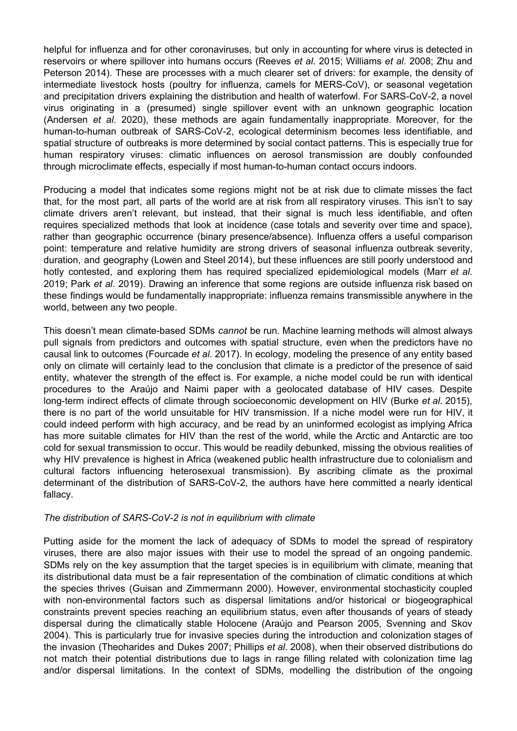helpful for influenza and for other coronaviruses, but only in accounting for where virus is detected in reservoirs or where spillover into humans occurs (Reeves *et al*. 2015; Williams *et al*. 2008; Zhu and Peterson 2014). These are processes with a much clearer set of drivers: for example, the density of intermediate livestock hosts (poultry for influenza, camels for MERS-CoV), or seasonal vegetation and precipitation drivers explaining the distribution and health of waterfowl. For SARS-CoV-2, a novel virus originating in a (presumed) single spillover event with an unknown geographic location (Andersen *et al*. 2020), these methods are again fundamentally inappropriate. Moreover, for the human-to-human outbreak of SARS-CoV-2, ecological determinism becomes less identifiable, and spatial structure of outbreaks is more determined by social contact patterns. This is especially true for human respiratory viruses: climatic influences on aerosol transmission are doubly confounded through microclimate effects, especially if most human-to-human contact occurs indoors.

Producing a model that indicates some regions might not be at risk due to climate misses the fact that, for the most part, all parts of the world are at risk from all respiratory viruses. This isn't to say climate drivers aren't relevant, but instead, that their signal is much less identifiable, and often requires specialized methods that look at incidence (case totals and severity over time and space), rather than geographic occurrence (binary presence/absence). Influenza offers a useful comparison point: temperature and relative humidity are strong drivers of seasonal influenza outbreak severity, duration, and geography (Lowen and Steel 2014), but these influences are still poorly understood and hotly contested, and exploring them has required specialized epidemiological models (Marr *et al*. 2019; Park *et al*. 2019). Drawing an inference that some regions are outside influenza risk based on these findings would be fundamentally inappropriate: influenza remains transmissible anywhere in the world, between any two people.

This doesn't mean climate-based SDMs *cannot* be run. Machine learning methods will almost always pull signals from predictors and outcomes with spatial structure, even when the predictors have no causal link to outcomes (Fourcade *et al*. 2017). In ecology, modeling the presence of any entity based only on climate will certainly lead to the conclusion that climate is a predictor of the presence of said entity, whatever the strength of the effect is. For example, a niche model could be run with identical procedures to the Araújo and Naimi paper with a geolocated database of HIV cases. Despite long-term indirect effects of climate through socioeconomic development on HIV (Burke *et al*. 2015), there is no part of the world unsuitable for HIV transmission. If a niche model were run for HIV, it could indeed perform with high accuracy, and be read by an uninformed ecologist as implying Africa has more suitable climates for HIV than the rest of the world, while the Arctic and Antarctic are too cold for sexual transmission to occur. This would be readily debunked, missing the obvious realities of why HIV prevalence is highest in Africa (weakened public health infrastructure due to colonialism and cultural factors influencing heterosexual transmission). By ascribing climate as the proximal determinant of the distribution of SARS-CoV-2, the authors have here committed a nearly identical fallacy.

*The distribution of SARS-CoV-2 is not in equilibrium with climate*

Putting aside for the moment the lack of adequacy of SDMs to model the spread of respiratory viruses, there are also major issues with their use to model the spread of an ongoing pandemic. SDMs rely on the key assumption that the target species is in equilibrium with climate, meaning that its distributional data must be a fair representation of the combination of climatic conditions at which the species thrives (Guisan and Zimmermann 2000). However, environmental stochasticity coupled with non-environmental factors such as dispersal limitations and/or historical or biogeographical constraints prevent species reaching an equilibrium status, even after thousands of years of steady dispersal during the climatically stable Holocene (Araújo and Pearson 2005, Svenning and Skov 2004). This is particularly true for invasive species during the introduction and colonization stages of the invasion (Theoharides and Dukes 2007; Phillips *et al*. 2008), when their observed distributions do not match their potential distributions due to lags in range filling related with colonization time lag and/or dispersal limitations. In the context of SDMs, modelling the distribution of the ongoing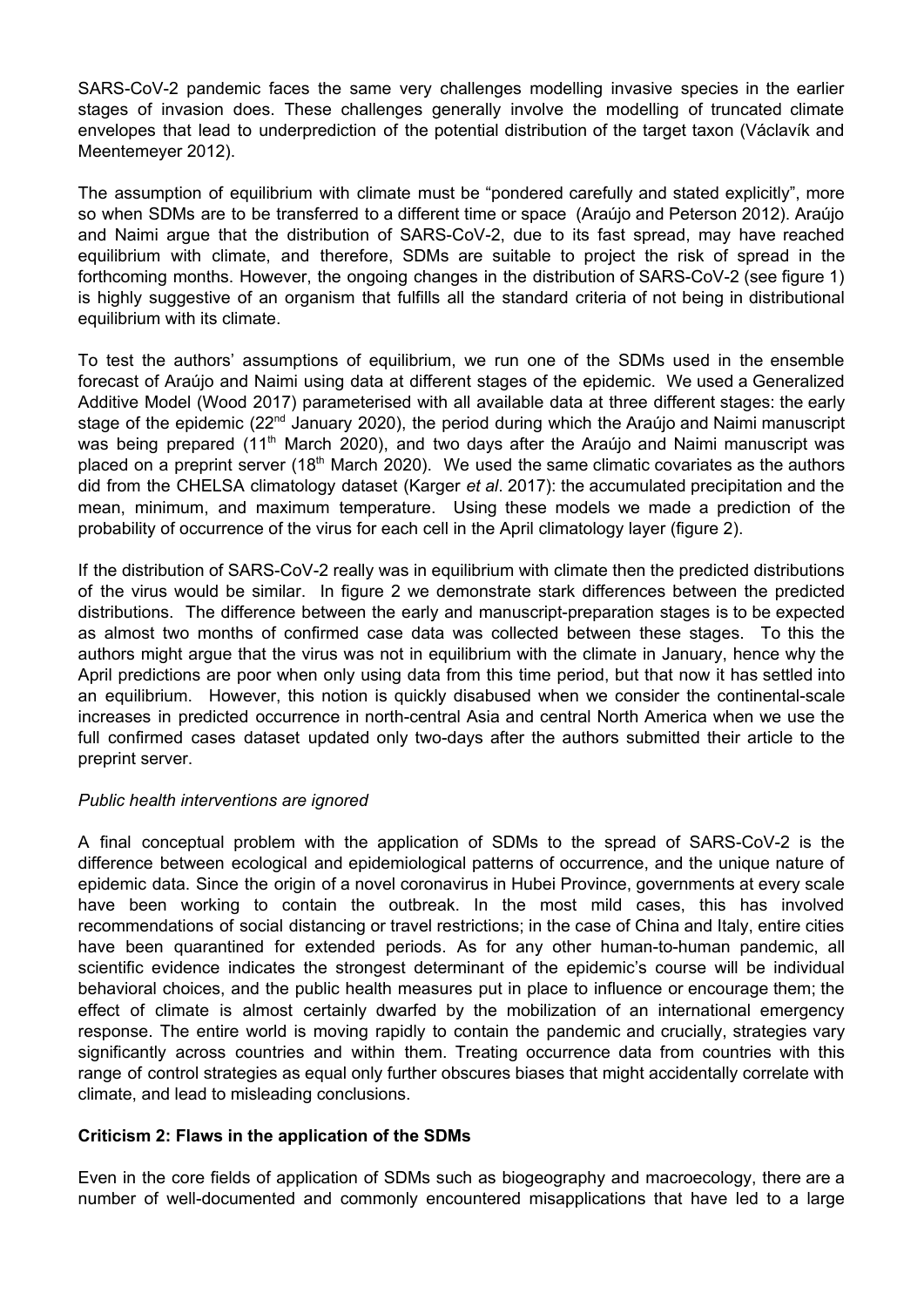SARS-CoV-2 pandemic faces the same very challenges modelling invasive species in the earlier stages of invasion does. These challenges generally involve the modelling of truncated climate envelopes that lead to underprediction of the potential distribution of the target taxon (Václavík and Meentemeyer 2012).

The assumption of equilibrium with climate must be "pondered carefully and stated explicitly", more so when SDMs are to be transferred to a different time or space (Araújo and Peterson 2012). Araújo and Naimi argue that the distribution of SARS-CoV-2, due to its fast spread, may have reached equilibrium with climate, and therefore, SDMs are suitable to project the risk of spread in the forthcoming months. However, the ongoing changes in the distribution of SARS-CoV-2 (see figure 1) is highly suggestive of an organism that fulfills all the standard criteria of not being in distributional equilibrium with its climate.

To test the authors' assumptions of equilibrium, we run one of the SDMs used in the ensemble forecast of Araújo and Naimi using data at different stages of the epidemic. We used a Generalized Additive Model (Wood 2017) parameterised with all available data at three different stages: the early stage of the epidemic (22nd January 2020), the period during which the Araújo and Naimi manuscript was being prepared (11th March 2020), and two days after the Araújo and Naimi manuscript was placed on a preprint server (18th March 2020). We used the same climatic covariates as the authors did from the CHELSA climatology dataset (Karger *et al*. 2017): the accumulated precipitation and the mean, minimum, and maximum temperature. Using these models we made a prediction of the probability of occurrence of the virus for each cell in the April climatology layer (figure 2).

If the distribution of SARS-CoV-2 really was in equilibrium with climate then the predicted distributions of the virus would be similar. In figure 2 we demonstrate stark differences between the predicted distributions. The difference between the early and manuscript-preparation stages is to be expected as almost two months of confirmed case data was collected between these stages. To this the authors might argue that the virus was not in equilibrium with the climate in January, hence why the April predictions are poor when only using data from this time period, but that now it has settled into an equilibrium. However, this notion is quickly disabused when we consider the continental-scale increases in predicted occurrence in north-central Asia and central North America when we use the full confirmed cases dataset updated only two-days after the authors submitted their article to the preprint server.

*Public health interventions are ignored*

A final conceptual problem with the application of SDMs to the spread of SARS-CoV-2 is the difference between ecological and epidemiological patterns of occurrence, and the unique nature of epidemic data. Since the origin of a novel coronavirus in Hubei Province, governments at every scale have been working to contain the outbreak. In the most mild cases, this has involved recommendations of social distancing or travel restrictions; in the case of China and Italy, entire cities have been quarantined for extended periods. As for any other human-to-human pandemic, all scientific evidence indicates the strongest determinant of the epidemic's course will be individual behavioral choices, and the public health measures put in place to influence or encourage them; the effect of climate is almost certainly dwarfed by the mobilization of an international emergency response. The entire world is moving rapidly to contain the pandemic and crucially, strategies vary significantly across countries and within them. Treating occurrence data from countries with this range of control strategies as equal only further obscures biases that might accidentally correlate with climate, and lead to misleading conclusions.

**Criticism 2: Flaws in the application of the SDMs**

Even in the core fields of application of SDMs such as biogeography and macroecology, there are a number of well-documented and commonly encountered misapplications that have led to a large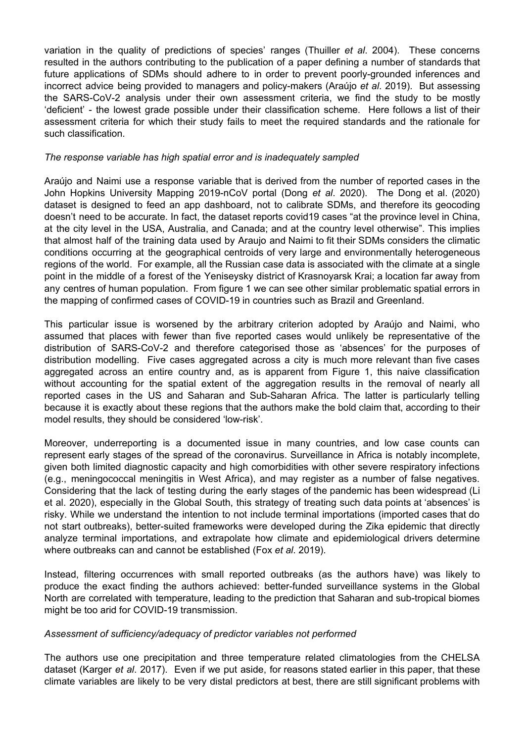variation in the quality of predictions of species' ranges (Thuiller *et al*. 2004). These concerns resulted in the authors contributing to the publication of a paper defining a number of standards that future applications of SDMs should adhere to in order to prevent poorly-grounded inferences and incorrect advice being provided to managers and policy-makers (Araújo *et al*. 2019). But assessing the SARS-CoV-2 analysis under their own assessment criteria, we find the study to be mostly 'deficient' - the lowest grade possible under their classification scheme. Here follows a list of their assessment criteria for which their study fails to meet the required standards and the rationale for such classification.

*The response variable has high spatial error and is inadequately sampled*

Araújo and Naimi use a response variable that is derived from the number of reported cases in the John Hopkins University Mapping 2019-nCoV portal (Dong *et al*. 2020). The Dong et al. (2020) dataset is designed to feed an app dashboard, not to calibrate SDMs, and therefore its geocoding doesn't need to be accurate. In fact, the dataset reports covid19 cases "at the province level in China, at the city level in the USA, Australia, and Canada; and at the country level otherwise". This implies that almost half of the training data used by Araujo and Naimi to fit their SDMs considers the climatic conditions occurring at the geographical centroids of very large and environmentally heterogeneous regions of the world. For example, all the Russian case data is associated with the climate at a single point in the middle of a forest of the Yeniseysky district of Krasnoyarsk Krai; a location far away from any centres of human population. From figure 1 we can see other similar problematic spatial errors in the mapping of confirmed cases of COVID-19 in countries such as Brazil and Greenland.

This particular issue is worsened by the arbitrary criterion adopted by Araújo and Naimi, who assumed that places with fewer than five reported cases would unlikely be representative of the distribution of SARS-CoV-2 and therefore categorised those as 'absences' for the purposes of distribution modelling. Five cases aggregated across a city is much more relevant than five cases aggregated across an entire country and, as is apparent from Figure 1, this naive classification without accounting for the spatial extent of the aggregation results in the removal of nearly all reported cases in the US and Saharan and Sub-Saharan Africa. The latter is particularly telling because it is exactly about these regions that the authors make the bold claim that, according to their model results, they should be considered 'low-risk'.

Moreover, underreporting is a documented issue in many countries, and low case counts can represent early stages of the spread of the coronavirus. Surveillance in Africa is notably incomplete, given both limited diagnostic capacity and high comorbidities with other severe respiratory infections (e.g., meningococcal meningitis in West Africa), and may register as a number of false negatives. Considering that the lack of testing during the early stages of the pandemic has been widespread (Li et al. 2020), especially in the Global South, this strategy of treating such data points at 'absences' is risky. While we understand the intention to not include terminal importations (imported cases that do not start outbreaks), better-suited frameworks were developed during the Zika epidemic that directly analyze terminal importations, and extrapolate how climate and epidemiological drivers determine where outbreaks can and cannot be established (Fox *et al*. 2019).

Instead, filtering occurrences with small reported outbreaks (as the authors have) was likely to produce the exact finding the authors achieved: better-funded surveillance systems in the Global North are correlated with temperature, leading to the prediction that Saharan and sub-tropical biomes might be too arid for COVID-19 transmission.

*Assessment of sufficiency/adequacy of predictor variables not performed*

The authors use one precipitation and three temperature related climatologies from the CHELSA dataset (Karger *et al*. 2017). Even if we put aside, for reasons stated earlier in this paper, that these climate variables are likely to be very distal predictors at best, there are still significant problems with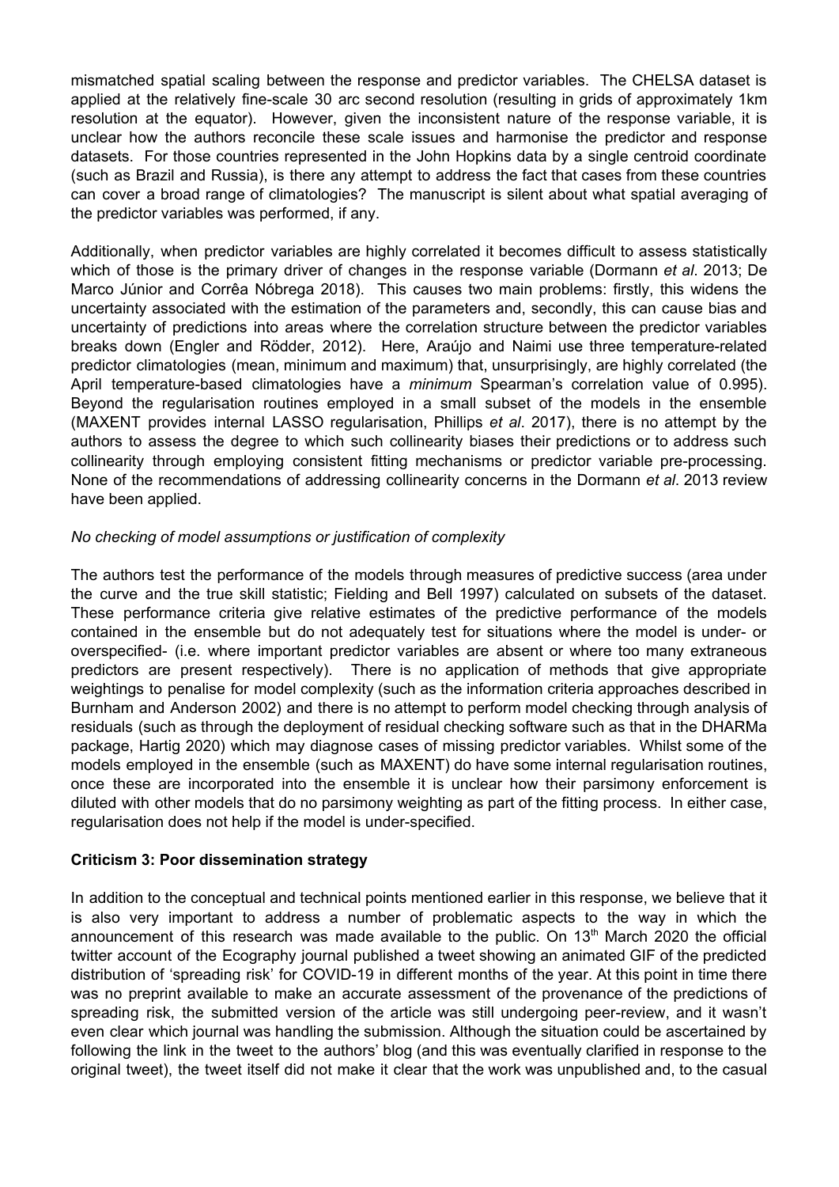mismatched spatial scaling between the response and predictor variables. The CHELSA dataset is applied at the relatively fine-scale 30 arc second resolution (resulting in grids of approximately 1km resolution at the equator). However, given the inconsistent nature of the response variable, it is unclear how the authors reconcile these scale issues and harmonise the predictor and response datasets. For those countries represented in the John Hopkins data by a single centroid coordinate (such as Brazil and Russia), is there any attempt to address the fact that cases from these countries can cover a broad range of climatologies? The manuscript is silent about what spatial averaging of the predictor variables was performed, if any.

Additionally, when predictor variables are highly correlated it becomes difficult to assess statistically which of those is the primary driver of changes in the response variable (Dormann *et al*. 2013; De Marco Júnior and Corrêa Nóbrega 2018). This causes two main problems: firstly, this widens the uncertainty associated with the estimation of the parameters and, secondly, this can cause bias and uncertainty of predictions into areas where the correlation structure between the predictor variables breaks down (Engler and Rödder, 2012). Here, Araújo and Naimi use three temperature-related predictor climatologies (mean, minimum and maximum) that, unsurprisingly, are highly correlated (the April temperature-based climatologies have a *minimum* Spearman's correlation value of 0.995). Beyond the regularisation routines employed in a small subset of the models in the ensemble (MAXENT provides internal LASSO regularisation, Phillips *et al*. 2017), there is no attempt by the authors to assess the degree to which such collinearity biases their predictions or to address such collinearity through employing consistent fitting mechanisms or predictor variable pre-processing. None of the recommendations of addressing collinearity concerns in the Dormann *et al*. 2013 review have been applied.

*No checking of model assumptions or justification of complexity*

The authors test the performance of the models through measures of predictive success (area under the curve and the true skill statistic; Fielding and Bell 1997) calculated on subsets of the dataset. These performance criteria give relative estimates of the predictive performance of the models contained in the ensemble but do not adequately test for situations where the model is under- or overspecified- (i.e. where important predictor variables are absent or where too many extraneous predictors are present respectively). There is no application of methods that give appropriate weightings to penalise for model complexity (such as the information criteria approaches described in Burnham and Anderson 2002) and there is no attempt to perform model checking through analysis of residuals (such as through the deployment of residual checking software such as that in the DHARMa package, Hartig 2020) which may diagnose cases of missing predictor variables. Whilst some of the models employed in the ensemble (such as MAXENT) do have some internal regularisation routines, once these are incorporated into the ensemble it is unclear how their parsimony enforcement is diluted with other models that do no parsimony weighting as part of the fitting process. In either case, regularisation does not help if the model is under-specified.

**Criticism 3: Poor dissemination strategy**

In addition to the conceptual and technical points mentioned earlier in this response, we believe that it is also very important to address a number of problematic aspects to the way in which the announcement of this research was made available to the public. On 13th March 2020 the official twitter account of the Ecography journal published a tweet showing an animated GIF of the predicted distribution of 'spreading risk' for COVID-19 in different months of the year. At this point in time there was no preprint available to make an accurate assessment of the provenance of the predictions of spreading risk, the submitted version of the article was still undergoing peer-review, and it wasn't even clear which journal was handling the submission. Although the situation could be ascertained by following the link in the tweet to the authors' blog (and this was eventually clarified in response to the original tweet), the tweet itself did not make it clear that the work was unpublished and, to the casual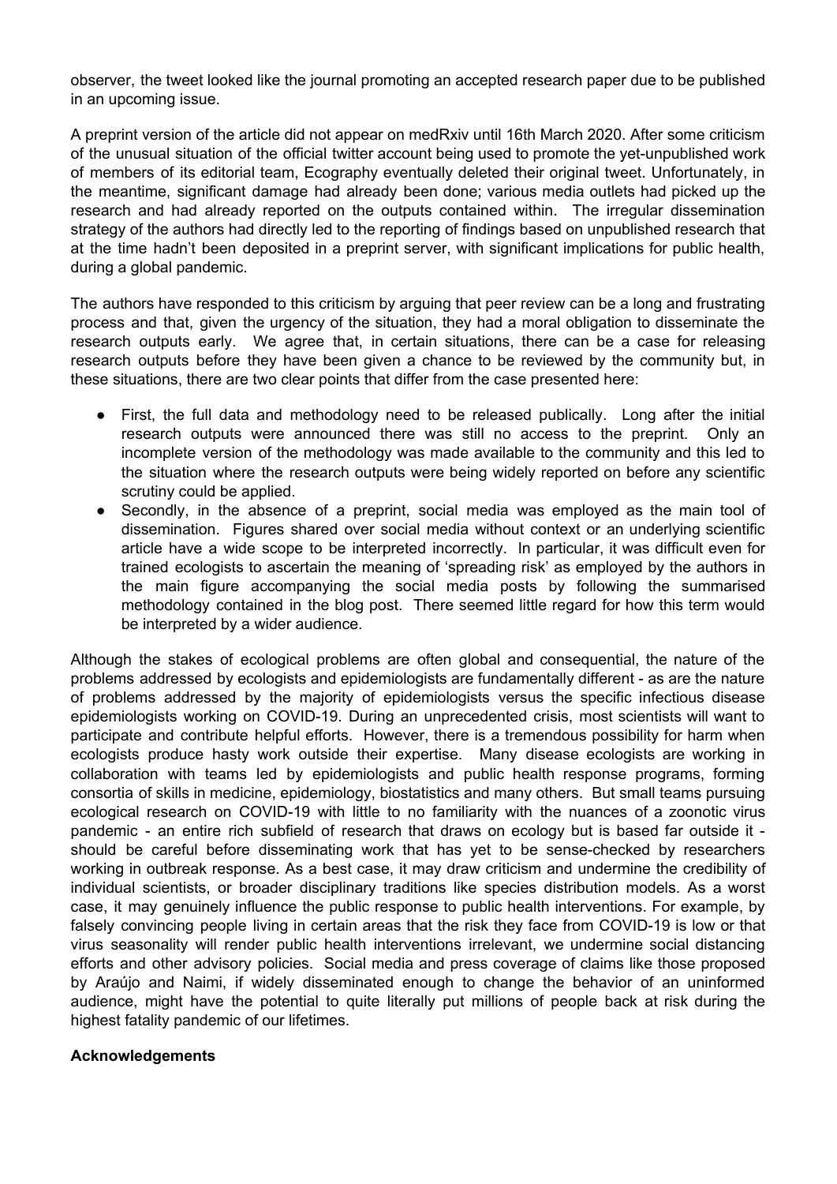observer, the tweet looked like the journal promoting an accepted research paper due to be published in an upcoming issue.

A preprint version of the article did not appear on medRxiv until 16th March 2020. After some criticism of the unusual situation of the official twitter account being used to promote the yet-unpublished work of members of its editorial team, Ecography eventually deleted their original tweet. Unfortunately, in the meantime, significant damage had already been done; various media outlets had picked up the research and had already reported on the outputs contained within. The irregular dissemination strategy of the authors had directly led to the reporting of findings based on unpublished research that at the time hadn't been deposited in a preprint server, with significant implications for public health, during a global pandemic.

The authors have responded to this criticism by arguing that peer review can be a long and frustrating process and that, given the urgency of the situation, they had a moral obligation to disseminate the research outputs early. We agree that, in certain situations, there can be a case for releasing research outputs before they have been given a chance to be reviewed by the community but, in these situations, there are two clear points that differ from the case presented here:

- First, the full data and methodology need to be released publically. Long after the initial research outputs were announced there was still no access to the preprint. Only an incomplete version of the methodology was made available to the community and this led to the situation where the research outputs were being widely reported on before any scientific scrutiny could be applied.
- Secondly, in the absence of a preprint, social media was employed as the main tool of dissemination. Figures shared over social media without context or an underlying scientific article have a wide scope to be interpreted incorrectly. In particular, it was difficult even for trained ecologists to ascertain the meaning of 'spreading risk' as employed by the authors in the main figure accompanying the social media posts by following the summarised methodology contained in the blog post. There seemed little regard for how this term would be interpreted by a wider audience.

Although the stakes of ecological problems are often global and consequential, the nature of the problems addressed by ecologists and epidemiologists are fundamentally different - as are the nature of problems addressed by the majority of epidemiologists versus the specific infectious disease epidemiologists working on COVID-19. During an unprecedented crisis, most scientists will want to participate and contribute helpful efforts. However, there is a tremendous possibility for harm when ecologists produce hasty work outside their expertise. Many disease ecologists are working in collaboration with teams led by epidemiologists and public health response programs, forming consortia of skills in medicine, epidemiology, biostatistics and many others. But small teams pursuing ecological research on COVID-19 with little to no familiarity with the nuances of a zoonotic virus pandemic - an entire rich subfield of research that draws on ecology but is based far outside it - should be careful before disseminating work that has yet to be sense-checked by researchers working in outbreak response. As a best case, it may draw criticism and undermine the credibility of individual scientists, or broader disciplinary traditions like species distribution models. As a worst case, it may genuinely influence the public response to public health interventions. For example, by falsely convincing people living in certain areas that the risk they face from COVID-19 is low or that virus seasonality will render public health interventions irrelevant, we undermine social distancing efforts and other advisory policies. Social media and press coverage of claims like those proposed by Araújo and Naimi, if widely disseminated enough to change the behavior of an uninformed audience, might have the potential to quite literally put millions of people back at risk during the highest fatality pandemic of our lifetimes.

**Acknowledgements**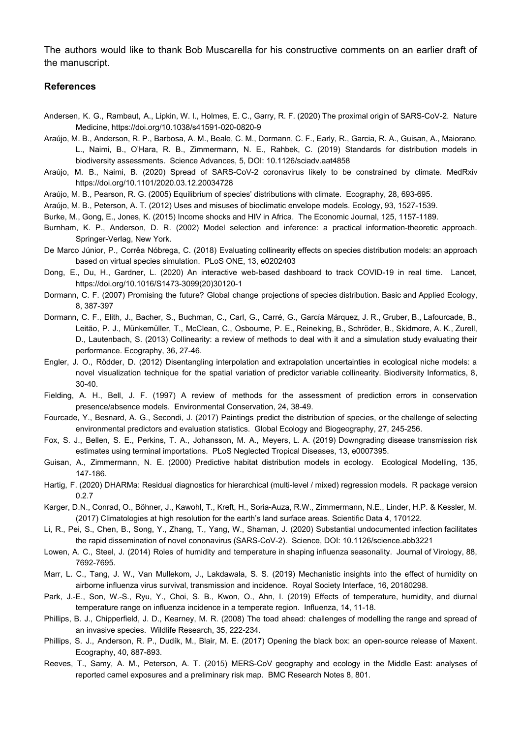The authors would like to thank Bob Muscarella for his constructive comments on an earlier draft of the manuscript.

## References

Andersen, K. G., Rambaut, A., Lipkin, W. I., Holmes, E. C., Garry, R. F. (2020) The proximal origin of SARS-CoV-2. Nature Medicine, https://doi.org/10.1038/s41591-020-0820-9

Araújo, M. B., Anderson, R. P., Barbosa, A. M., Beale, C. M., Dormann, C. F., Early, R., Garcia, R. A., Guisan, A., Maiorano, L., Naimi, B., O'Hara, R. B., Zimmermann, N. E., Rahbek, C. (2019) Standards for distribution models in biodiversity assessments. Science Advances, 5, DOI: 10.1126/sciadv.aat4858

Araújo, M. B., Naimi, B. (2020) Spread of SARS-CoV-2 coronavirus likely to be constrained by climate. MedRxiv https://doi.org/10.1101/2020.03.12.20034728

Araújo, M. B., Pearson, R. G. (2005) Equilibrium of species' distributions with climate. Ecography, 28, 693-695.

Araújo, M. B., Peterson, A. T. (2012) Uses and misuses of bioclimatic envelope models. Ecology, 93, 1527-1539.

Burke, M., Gong, E., Jones, K. (2015) Income shocks and HIV in Africa. The Economic Journal, 125, 1157-1189.

Burnham, K. P., Anderson, D. R. (2002) Model selection and inference: a practical information-theoretic approach. Springer-Verlag, New York.

De Marco Júnior, P., Corrêa Nóbrega, C. (2018) Evaluating collinearity effects on species distribution models: an approach based on virtual species simulation. PLoS ONE, 13, e0202403

Dong, E., Du, H., Gardner, L. (2020) An interactive web-based dashboard to track COVID-19 in real time. Lancet, https://doi.org/10.1016/S1473-3099(20)30120-1

Dormann, C. F. (2007) Promising the future? Global change projections of species distribution. Basic and Applied Ecology, 8, 387-397

Dormann, C. F., Elith, J., Bacher, S., Buchman, C., Carl, G., Carré, G., García Márquez, J. R., Gruber, B., Lafourcade, B., Leitão, P. J., Münkemüller, T., McClean, C., Osbourne, P. E., Reineking, B., Schröder, B., Skidmore, A. K., Zurell, D., Lautenbach, S. (2013) Collinearity: a review of methods to deal with it and a simulation study evaluating their performance. Ecography, 36, 27-46.

Engler, J. O., Rödder, D. (2012) Disentangling interpolation and extrapolation uncertainties in ecological niche models: a novel visualization technique for the spatial variation of predictor variable collinearity. Biodiversity Informatics, 8, 30-40.

Fielding, A. H., Bell, J. F. (1997) A review of methods for the assessment of prediction errors in conservation presence/absence models. Environmental Conservation, 24, 38-49.

Fourcade, Y., Besnard, A. G., Secondi, J. (2017) Paintings predict the distribution of species, or the challenge of selecting environmental predictors and evaluation statistics. Global Ecology and Biogeography, 27, 245-256.

Fox, S. J., Bellen, S. E., Perkins, T. A., Johansson, M. A., Meyers, L. A. (2019) Downgrading disease transmission risk estimates using terminal importations. PLoS Neglected Tropical Diseases, 13, e0007395.

Guisan, A., Zimmermann, N. E. (2000) Predictive habitat distribution models in ecology. Ecological Modelling, 135, 147-186.

Hartig, F. (2020) DHARMa: Residual diagnostics for hierarchical (multi-level / mixed) regression models. R package version 0.2.7

Karger, D.N., Conrad, O., Böhner, J., Kawohl, T., Kreft, H., Soria-Auza, R.W., Zimmermann, N.E., Linder, H.P. & Kessler, M. (2017) Climatologies at high resolution for the earth's land surface areas. Scientific Data 4, 170122.

Li, R., Pei, S., Chen, B., Song, Y., Zhang, T., Yang, W., Shaman, J. (2020) Substantial undocumented infection facilitates the rapid dissemination of novel cononavirus (SARS-CoV-2). Science, DOI: 10.1126/science.abb3221

Lowen, A. C., Steel, J. (2014) Roles of humidity and temperature in shaping influenza seasonality. Journal of Virology, 88, 7692-7695.

Marr, L. C., Tang, J. W., Van Mullekom, J., Lakdawala, S. S. (2019) Mechanistic insights into the effect of humidity on airborne influenza virus survival, transmission and incidence. Royal Society Interface, 16, 20180298.

Park, J.-E., Son, W.-S., Ryu, Y., Choi, S. B., Kwon, O., Ahn, I. (2019) Effects of temperature, humidity, and diurnal temperature range on influenza incidence in a temperate region. Influenza, 14, 11-18.

Phillips, B. J., Chipperfield, J. D., Kearney, M. R. (2008) The toad ahead: challenges of modelling the range and spread of an invasive species. Wildlife Research, 35, 222-234.

Phillips, S. J., Anderson, R. P., Dudík, M., Blair, M. E. (2017) Opening the black box: an open-source release of Maxent. Ecography, 40, 887-893.

Reeves, T., Samy, A. M., Peterson, A. T. (2015) MERS-CoV geography and ecology in the Middle East: analyses of reported camel exposures and a preliminary risk map. BMC Research Notes 8, 801.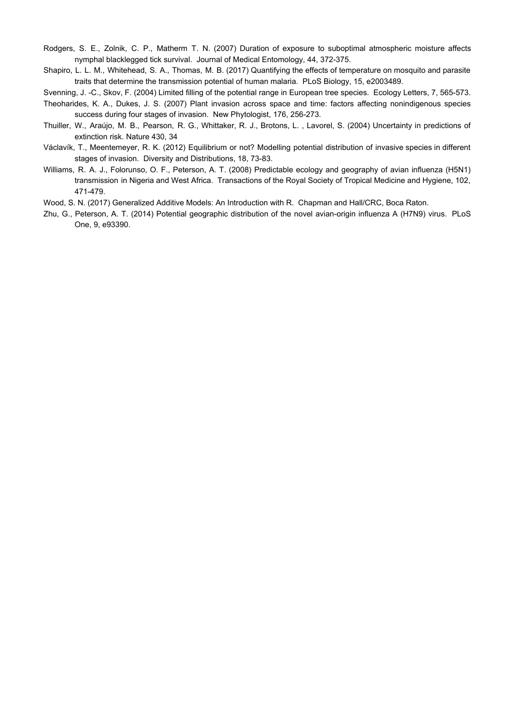Rodgers, S. E., Zolnik, C. P., Matherm T. N. (2007) Duration of exposure to suboptimal atmospheric moisture affects nymphal blacklegged tick survival. Journal of Medical Entomology, 44, 372-375.

Shapiro, L. L. M., Whitehead, S. A., Thomas, M. B. (2017) Quantifying the effects of temperature on mosquito and parasite traits that determine the transmission potential of human malaria. PLoS Biology, 15, e2003489.

Svenning, J. -C., Skov, F. (2004) Limited filling of the potential range in European tree species. Ecology Letters, 7, 565-573.

Theoharides, K. A., Dukes, J. S. (2007) Plant invasion across space and time: factors affecting nonindigenous species success during four stages of invasion. New Phytologist, 176, 256-273.

Thuiller, W., Araújo, M. B., Pearson, R. G., Whittaker, R. J., Brotons, L. , Lavorel, S. (2004) Uncertainty in predictions of extinction risk. Nature 430, 34

Václavík, T., Meentemeyer, R. K. (2012) Equilibrium or not? Modelling potential distribution of invasive species in different stages of invasion. Diversity and Distributions, 18, 73-83.

Williams, R. A. J., Folorunso, O. F., Peterson, A. T. (2008) Predictable ecology and geography of avian influenza (H5N1) transmission in Nigeria and West Africa. Transactions of the Royal Society of Tropical Medicine and Hygiene, 102, 471-479.

Wood, S. N. (2017) Generalized Additive Models: An Introduction with R. Chapman and Hall/CRC, Boca Raton.

Zhu, G., Peterson, A. T. (2014) Potential geographic distribution of the novel avian-origin influenza A (H7N9) virus. PLoS One, 9, e93390.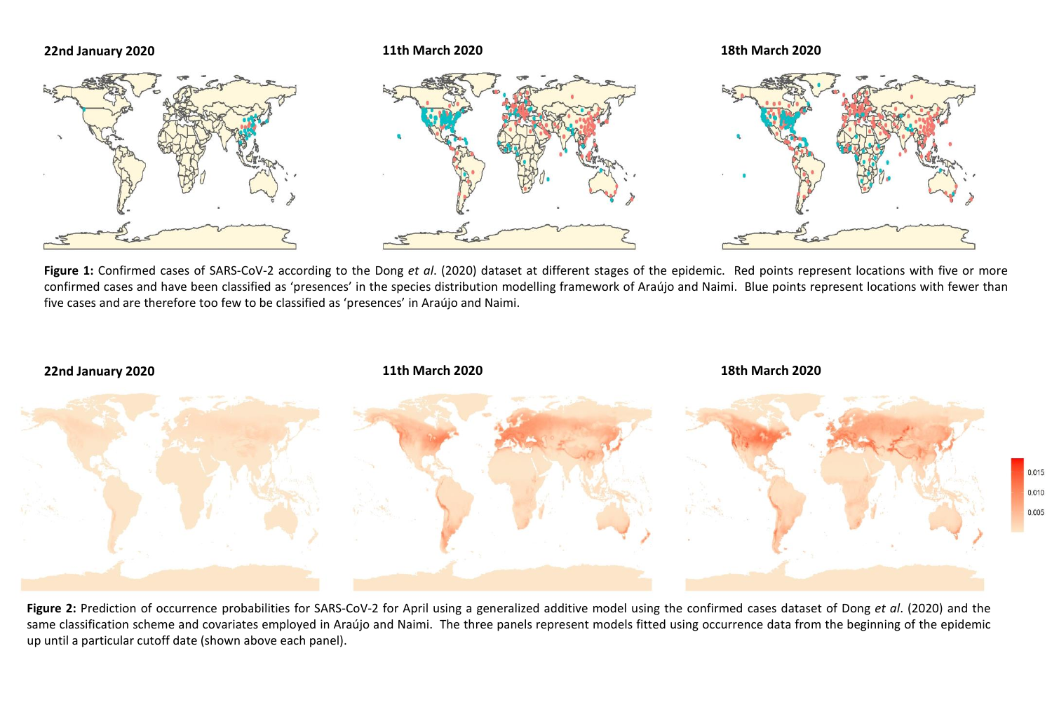22nd January 2020

11th March 2020

18th March 2020

**Figure 1:** Confirmed cases of SARS-CoV-2 according to the Dong *et al*. (2020) dataset at different stages of the epidemic. Red points represent locations with five or more confirmed cases and have been classified as 'presences' in the species distribution modelling framework of Araújo and Naimi. Blue points represent locations with fewer than five cases and are therefore too few to be classified as 'presences' in Araújo and Naimi.

22nd January 2020

11th March 2020

18th March 2020

0.015

0.010

0.005

**Figure 2:** Prediction of occurrence probabilities for SARS-CoV-2 for April using a generalized additive model using the confirmed cases dataset of Dong *et al*. (2020) and the same classification scheme and covariates employed in Araújo and Naimi. The three panels represent models fitted using occurrence data from the beginning of the epidemic up until a particular cutoff date (shown above each panel).